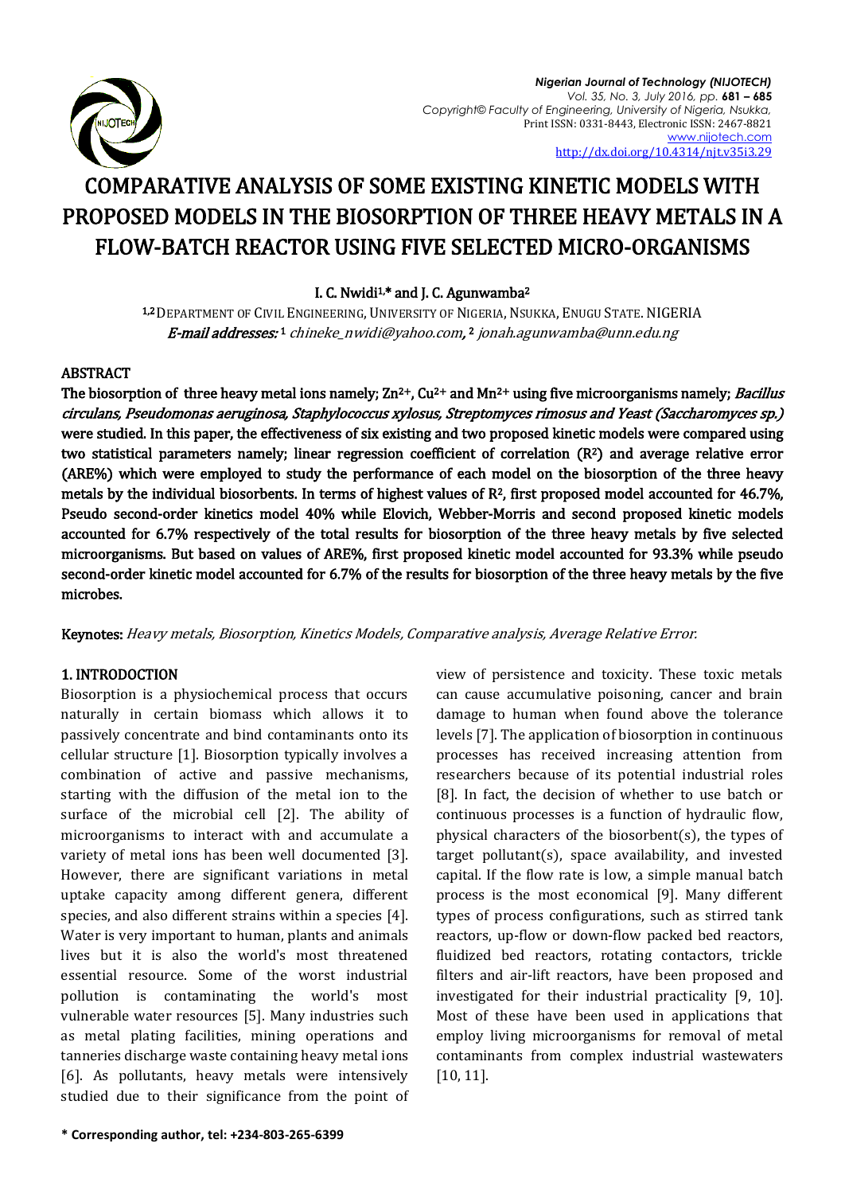# COMPARATIVE ANALYSIS OF SOME EXISTING KINETIC MODELS WITH PROPOSED MODELS IN THE BIOSORPTION OF THREE HEAVY METALS IN A FLOW-BATCH REACTOR USING FIVE SELECTED MICRO-ORGANISMS

**I. C. Nwidi[1,]* and J. C. Agunwamba[2]**

[1,2] Department of Civil Engineering, University of Nigeria, Nsukka, Enugu State. NIGERIA

***E-mail addresses:*** [1] *chineke_nwidi@yahoo.com*, [2] *jonah.agunwamba@unn.edu.ng*

## ABSTRACT

**The biosorption of three heavy metal ions namely; $Zn^{2+}$, $Cu^{2+}$ and $Mn^{2+}$ using five microorganisms namely; *Bacillus circulans, Pseudomonas aeruginosa, Staphylococcus xylosus, Streptomyces rimosus and Yeast (Saccharomyces sp.)* were studied. In this paper, the effectiveness of six existing and two proposed kinetic models were compared using two statistical parameters namely; linear regression coefficient of correlation ($R^2$) and average relative error (ARE%) which were employed to study the performance of each model on the biosorption of the three heavy metals by the individual biosorbents. In terms of highest values of $R^2$, first proposed model accounted for 46.7%, Pseudo second-order kinetics model 40% while Elovich, Webber-Morris and second proposed kinetic models accounted for 6.7% respectively of the total results for biosorption of the three heavy metals by five selected microorganisms. But based on values of ARE%, first proposed kinetic model accounted for 93.3% while pseudo second-order kinetic model accounted for 6.7% of the results for biosorption of the three heavy metals by the five microbes.**

**Keynotes:** *Heavy metals, Biosorption, Kinetics Models, Comparative analysis, Average Relative Error.*

## 1. INTRODOCTION

Biosorption is a physiochemical process that occurs naturally in certain biomass which allows it to passively concentrate and bind contaminants onto its cellular structure [1]. Biosorption typically involves a combination of active and passive mechanisms, starting with the diffusion of the metal ion to the surface of the microbial cell [2]. The ability of microorganisms to interact with and accumulate a variety of metal ions has been well documented [3]. However, there are significant variations in metal uptake capacity among different genera, different species, and also different strains within a species [4]. Water is very important to human, plants and animals lives but it is also the world's most threatened essential resource. Some of the worst industrial pollution is contaminating the world's most vulnerable water resources [5]. Many industries such as metal plating facilities, mining operations and tanneries discharge waste containing heavy metal ions [6]. As pollutants, heavy metals were intensively studied due to their significance from the point of view of persistence and toxicity. These toxic metals can cause accumulative poisoning, cancer and brain damage to human when found above the tolerance levels [7]. The application of biosorption in continuous processes has received increasing attention from researchers because of its potential industrial roles [8]. In fact, the decision of whether to use batch or continuous processes is a function of hydraulic flow, physical characters of the biosorbent(s), the types of target pollutant(s), space availability, and invested capital. If the flow rate is low, a simple manual batch process is the most economical [9]. Many different types of process configurations, such as stirred tank reactors, up-flow or down-flow packed bed reactors, fluidized bed reactors, rotating contactors, trickle filters and air-lift reactors, have been proposed and investigated for their industrial practicality [9, 10]. Most of these have been used in applications that employ living microorganisms for removal of metal contaminants from complex industrial wastewaters [10, 11].

**\* Corresponding author, tel: +234-803-265-6399**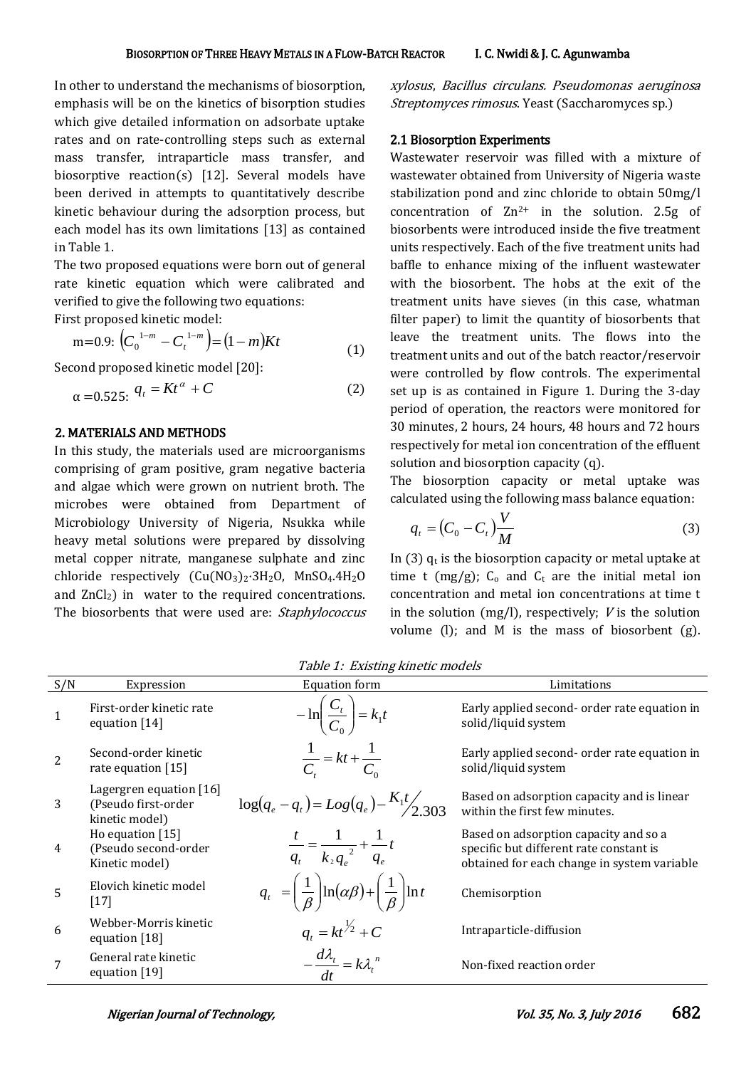In other to understand the mechanisms of biosorption, emphasis will be on the kinetics of bisorption studies which give detailed information on adsorbate uptake rates and on rate-controlling steps such as external mass transfer, intraparticle mass transfer, and biosorptive reaction(s) [12]. Several models have been derived in attempts to quantitatively describe kinetic behaviour during the adsorption process, but each model has its own limitations [13] as contained in Table 1.

The two proposed equations were born out of general rate kinetic equation which were calibrated and verified to give the following two equations:

First proposed kinetic model:

$$\text{m=0.9: } \left(C_0^{\,1-m} - C_t^{\,1-m}\right) = (1-m)Kt \tag{1}$$

Second proposed kinetic model [20]:

$$\alpha = 0.525\text{: } q_t = Kt^{\alpha} + C \tag{2}$$

## 2. MATERIALS AND METHODS

In this study, the materials used are microorganisms comprising of gram positive, gram negative bacteria and algae which were grown on nutrient broth. The microbes were obtained from Department of Microbiology University of Nigeria, Nsukka while heavy metal solutions were prepared by dissolving metal copper nitrate, manganese sulphate and zinc chloride respectively ($Cu(NO_3)_2{\cdot}3H_2O$, $MnSO_4.4H_2O$ and $ZnCl_2$) in water to the required concentrations. The biosorbents that were used are: *Staphylococcus xylosus*, *Bacillus circulans. Pseudomonas aeruginosa Streptomyces rimosus.* Yeast (Saccharomyces sp.)

### 2.1 Biosorption Experiments

Wastewater reservoir was filled with a mixture of wastewater obtained from University of Nigeria waste stabilization pond and zinc chloride to obtain 50mg/l concentration of $Zn^{2+}$ in the solution. 2.5g of biosorbents were introduced inside the five treatment units respectively. Each of the five treatment units had baffle to enhance mixing of the influent wastewater with the biosorbent. The hobs at the exit of the treatment units have sieves (in this case, whatman filter paper) to limit the quantity of biosorbents that leave the treatment units. The flows into the treatment units and out of the batch reactor/reservoir were controlled by flow controls. The experimental set up is as contained in Figure 1. During the 3-day period of operation, the reactors were monitored for 30 minutes, 2 hours, 24 hours, 48 hours and 72 hours respectively for metal ion concentration of the effluent solution and biosorption capacity (q).

The biosorption capacity or metal uptake was calculated using the following mass balance equation:

$$q_t = (C_0 - C_t)\frac{V}{M} \tag{3}$$

In (3) $q_t$ is the biosorption capacity or metal uptake at time t (mg/g); $C_o$ and $C_t$ are the initial metal ion concentration and metal ion concentrations at time t in the solution (mg/l), respectively; $V$ is the solution volume (l); and M is the mass of biosorbent (g).

*Table 1: Existing kinetic models*

| S/N | Expression | Equation form | Limitations |
|---|---|---|---|
| 1 | First-order kinetic rate equation [14] | $-\ln\left(\frac{C_t}{C_0}\right) = k_1 t$ | Early applied second- order rate equation in solid/liquid system |
| 2 | Second-order kinetic rate equation [15] | $\frac{1}{C_t} = kt + \frac{1}{C_0}$ | Early applied second- order rate equation in solid/liquid system |
| 3 | Lagergren equation [16] (Pseudo first-order kinetic model) | $\log(q_e - q_t) = Log(q_e) - {K_1 t}/{2.303}$ | Based on adsorption capacity and is linear within the first few minutes. |
| 4 | Ho equation [15] (Pseudo second-order Kinetic model) | $\frac{t}{q_t} = \frac{1}{k_2 q_e^{\,2}} + \frac{1}{q_e}t$ | Based on adsorption capacity and so a specific but different rate constant is obtained for each change in system variable |
| 5 | Elovich kinetic model [17] | $q_t = \left(\frac{1}{\beta}\right)\ln(\alpha\beta) + \left(\frac{1}{\beta}\right)\ln t$ | Chemisorption |
| 6 | Webber-Morris kinetic equation [18] | $q_t = kt^{1/2} + C$ | Intraparticle-diffusion |
| 7 | General rate kinetic equation [19] | $-\frac{d\lambda_t}{dt} = k\lambda_t^{\,n}$ | Non-fixed reaction order |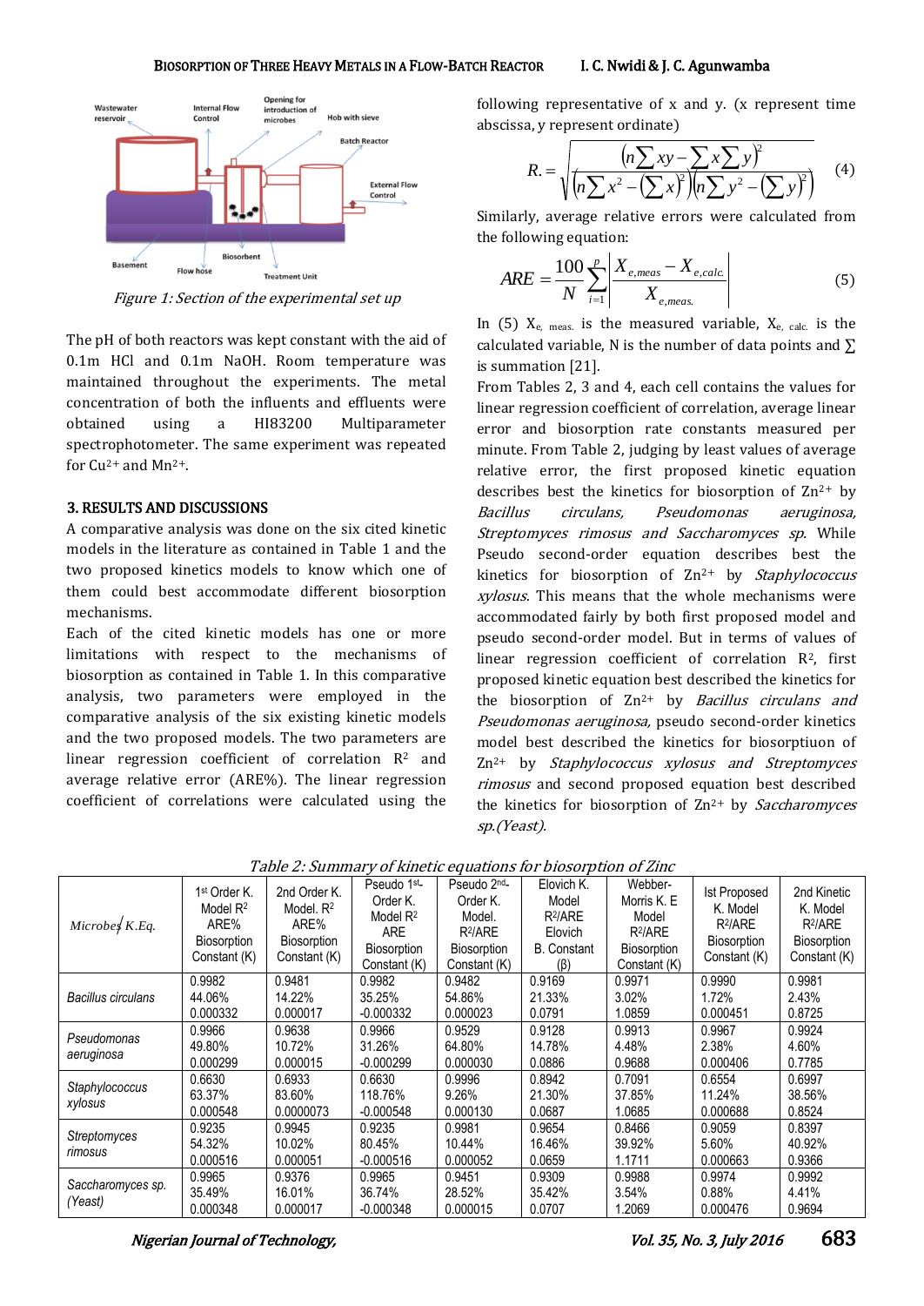Figure 1: Section of the experimental set up

The pH of both reactors was kept constant with the aid of 0.1m HCl and 0.1m NaOH. Room temperature was maintained throughout the experiments. The metal concentration of both the influents and effluents were obtained using a HI83200 Multiparameter spectrophotometer. The same experiment was repeated for $Cu^{2+}$ and $Mn^{2+}$.

### 3. RESULTS AND DISCUSSIONS

A comparative analysis was done on the six cited kinetic models in the literature as contained in Table 1 and the two proposed kinetics models to know which one of them could best accommodate different biosorption mechanisms.

Each of the cited kinetic models has one or more limitations with respect to the mechanisms of biosorption as contained in Table 1. In this comparative analysis, two parameters were employed in the comparative analysis of the six existing kinetic models and the two proposed models. The two parameters are linear regression coefficient of correlation $R^2$ and average relative error (ARE%). The linear regression coefficient of correlations were calculated using the following representative of x and y. (x represent time abscissa, y represent ordinate)

$$R. = \sqrt{\frac{\left(n\sum xy - \sum x \sum y\right)^2}{\left(n\sum x^2 - \left(\sum x\right)^2\right)\left(n\sum y^2 - \left(\sum y\right)^2\right)}} \quad (4)$$

Similarly, average relative errors were calculated from the following equation:

$$ARE = \frac{100}{N}\sum_{i=1}^{p}\left|\frac{X_{e,meas} - X_{e,calc.}}{X_{e,meas.}}\right| \quad (5)$$

In (5) $X_{e,\ meas.}$ is the measured variable, $X_{e,\ calc.}$ is the calculated variable, N is the number of data points and $\sum$ is summation [21].

From Tables 2, 3 and 4, each cell contains the values for linear regression coefficient of correlation, average linear error and biosorption rate constants measured per minute. From Table 2, judging by least values of average relative error, the first proposed kinetic equation describes best the kinetics for biosorption of $Zn^{2+}$ by *Bacillus circulans, Pseudomonas aeruginosa, Streptomyces rimosus and Saccharomyces sp.* While Pseudo second-order equation describes best the kinetics for biosorption of $Zn^{2+}$ by *Staphylococcus xylosus*. This means that the whole mechanisms were accommodated fairly by both first proposed model and pseudo second-order model. But in terms of values of linear regression coefficient of correlation $R^2$, first proposed kinetic equation best described the kinetics for the biosorption of $Zn^{2+}$ by *Bacillus circulans and Pseudomonas aeruginosa,* pseudo second-order kinetics model best described the kinetics for biosorptiuon of $Zn^{2+}$ by *Staphylococcus xylosus and Streptomyces rimosus* and second proposed equation best described the kinetics for biosorption of $Zn^{2+}$ by *Saccharomyces sp.(Yeast).*

*Table 2: Summary of kinetic equations for biosorption of Zinc*

| *Microbes/ K.Eq.* | $1^{st}$ Order K. Model $R^2$ ARE% Biosorption Constant (K) | 2nd Order K. Model. $R^2$ ARE% Biosorption Constant (K) | Pseudo $1^{st}$- Order K. Model $R^2$ ARE Biosorption Constant (K) | Pseudo $2^{nd}$- Order K. Model. $R^2$/ARE Biosorption Constant (K) | Elovich K. Model $R^2$/ARE Elovich B. Constant (β) | Webber-Morris K. E Model $R^2$/ARE Biosorption Constant (K) | Ist Proposed K. Model $R^2$/ARE Biosorption Constant (K) | 2nd Kinetic K. Model $R^2$/ARE Biosorption Constant (K) |
|---|---|---|---|---|---|---|---|---|
| *Bacillus circulans* | 0.9982<br>44.06%<br>0.000332 | 0.9481<br>14.22%<br>0.000017 | 0.9982<br>35.25%<br>-0.000332 | 0.9482<br>54.86%<br>0.000023 | 0.9169<br>21.33%<br>0.0791 | 0.9971<br>3.02%<br>1.0859 | 0.9990<br>1.72%<br>0.000451 | 0.9981<br>2.43%<br>0.8725 |
| *Pseudomonas aeruginosa* | 0.9966<br>49.80%<br>0.000299 | 0.9638<br>10.72%<br>0.000015 | 0.9966<br>31.26%<br>-0.000299 | 0.9529<br>64.80%<br>0.000030 | 0.9128<br>14.78%<br>0.0886 | 0.9913<br>4.48%<br>0.9688 | 0.9967<br>2.38%<br>0.000406 | 0.9924<br>4.60%<br>0.7785 |
| *Staphylococcus xylosus* | 0.6630<br>63.37%<br>0.000548 | 0.6933<br>83.60%<br>0.0000073 | 0.6630<br>118.76%<br>-0.000548 | 0.9996<br>9.26%<br>0.000130 | 0.8942<br>21.30%<br>0.0687 | 0.7091<br>37.85%<br>1.0685 | 0.6554<br>11.24%<br>0.000688 | 0.6997<br>38.56%<br>0.8524 |
| *Streptomyces rimosus* | 0.9235<br>54.32%<br>0.000516 | 0.9945<br>10.02%<br>0.000051 | 0.9235<br>80.45%<br>-0.000516 | 0.9981<br>10.44%<br>0.000052 | 0.9654<br>16.46%<br>0.0659 | 0.8466<br>39.92%<br>1.1711 | 0.9059<br>5.60%<br>0.000663 | 0.8397<br>40.92%<br>0.9366 |
| *Saccharomyces sp. (Yeast)* | 0.9965<br>35.49%<br>0.000348 | 0.9376<br>16.01%<br>0.000017 | 0.9965<br>36.74%<br>-0.000348 | 0.9451<br>28.52%<br>0.000015 | 0.9309<br>35.42%<br>0.0707 | 0.9988<br>3.54%<br>1.2069 | 0.9974<br>0.88%<br>0.000476 | 0.9992<br>4.41%<br>0.9694 |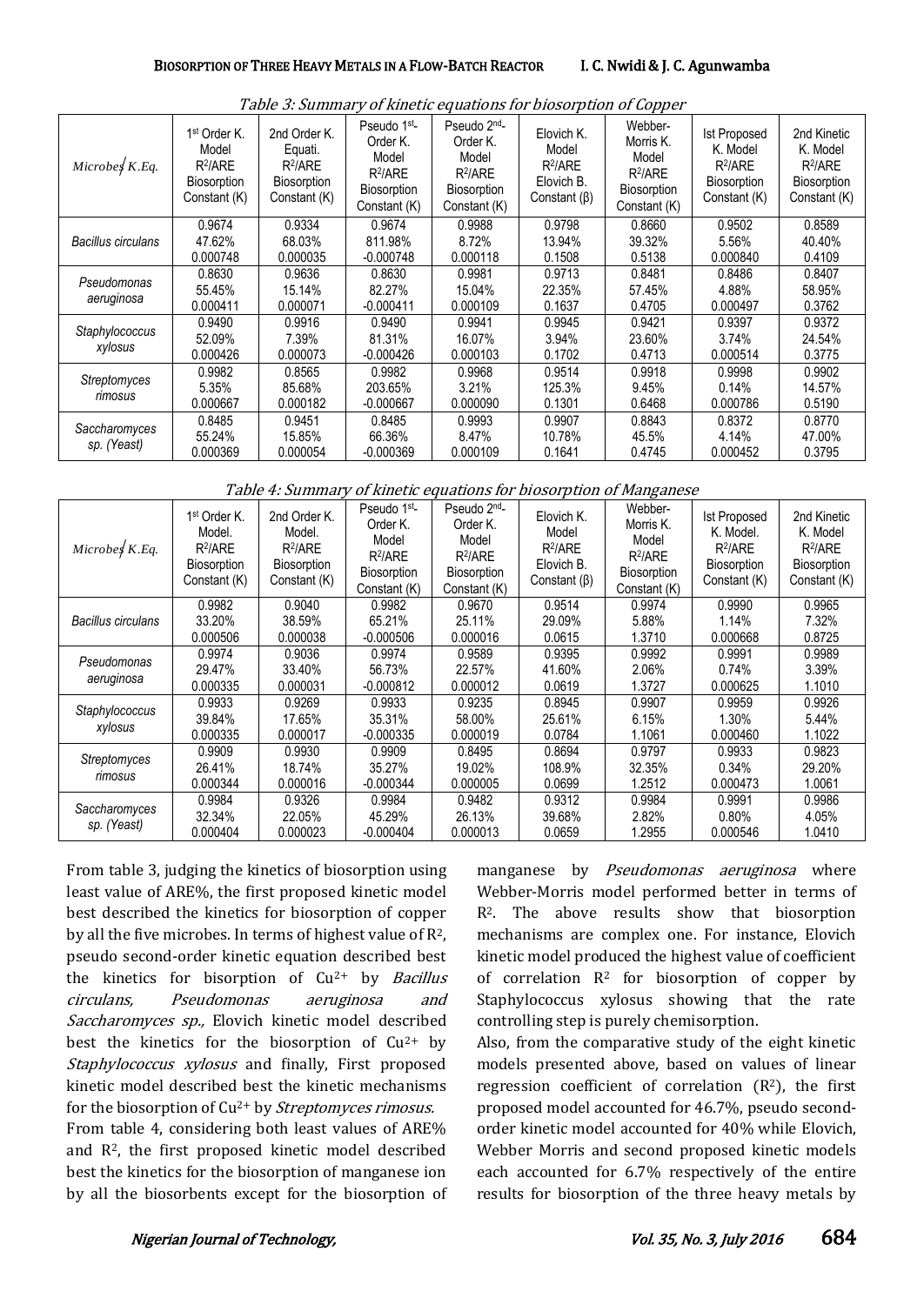*Table 3: Summary of kinetic equations for biosorption of Copper*

| *Microbes/K.Eq.* | 1st Order K. Model $R^2$/ARE Biosorption Constant (K) | 2nd Order K. Equati. $R^2$/ARE Biosorption Constant (K) | Pseudo 1st-Order K. Model $R^2$/ARE Biosorption Constant (K) | Pseudo 2nd-Order K. Model $R^2$/ARE Biosorption Constant (K) | Elovich K. Model $R^2$/ARE Elovich B. Constant (β) | Webber-Morris K. Model $R^2$/ARE Biosorption Constant (K) | Ist Proposed K. Model $R^2$/ARE Biosorption Constant (K) | 2nd Kinetic K. Model $R^2$/ARE Biosorption Constant (K) |
|---|---|---|---|---|---|---|---|---|
| *Bacillus circulans* | 0.9674<br>47.62%<br>0.000748 | 0.9334<br>68.03%<br>0.000035 | 0.9674<br>811.98%<br>-0.000748 | 0.9988<br>8.72%<br>0.000118 | 0.9798<br>13.94%<br>0.1508 | 0.8660<br>39.32%<br>0.5138 | 0.9502<br>5.56%<br>0.000840 | 0.8589<br>40.40%<br>0.4109 |
| *Pseudomonas aeruginosa* | 0.8630<br>55.45%<br>0.000411 | 0.9636<br>15.14%<br>0.000071 | 0.8630<br>82.27%<br>-0.000411 | 0.9981<br>15.04%<br>0.000109 | 0.9713<br>22.35%<br>0.1637 | 0.8481<br>57.45%<br>0.4705 | 0.8486<br>4.88%<br>0.000497 | 0.8407<br>58.95%<br>0.3762 |
| *Staphylococcus xylosus* | 0.9490<br>52.09%<br>0.000426 | 0.9916<br>7.39%<br>0.000073 | 0.9490<br>81.31%<br>-0.000426 | 0.9941<br>16.07%<br>0.000103 | 0.9945<br>3.94%<br>0.1702 | 0.9421<br>23.60%<br>0.4713 | 0.9397<br>3.74%<br>0.000514 | 0.9372<br>24.54%<br>0.3775 |
| *Streptomyces rimosus* | 0.9982<br>5.35%<br>0.000667 | 0.8565<br>85.68%<br>0.000182 | 0.9982<br>203.65%<br>-0.000667 | 0.9968<br>3.21%<br>0.000090 | 0.9514<br>125.3%<br>0.1301 | 0.9918<br>9.45%<br>0.6468 | 0.9998<br>0.14%<br>0.000786 | 0.9902<br>14.57%<br>0.5190 |
| *Saccharomyces sp. (Yeast)* | 0.8485<br>55.24%<br>0.000369 | 0.9451<br>15.85%<br>0.000054 | 0.8485<br>66.36%<br>-0.000369 | 0.9993<br>8.47%<br>0.000109 | 0.9907<br>10.78%<br>0.1641 | 0.8843<br>45.5%<br>0.4745 | 0.8372<br>4.14%<br>0.000452 | 0.8770<br>47.00%<br>0.3795 |

*Table 4: Summary of kinetic equations for biosorption of Manganese*

| *Microbes/K.Eq.* | 1st Order K. Model. $R^2$/ARE Biosorption Constant (K) | 2nd Order K. Model. $R^2$/ARE Biosorption Constant (K) | Pseudo 1st-Order K. Model $R^2$/ARE Biosorption Constant (K) | Pseudo 2nd-Order K. Model $R^2$/ARE Biosorption Constant (K) | Elovich K. Model $R^2$/ARE Elovich B. Constant (β) | Webber-Morris K. Model $R^2$/ARE Biosorption Constant (K) | Ist Proposed K. Model. $R^2$/ARE Biosorption Constant (K) | 2nd Kinetic K. Model $R^2$/ARE Biosorption Constant (K) |
|---|---|---|---|---|---|---|---|---|
| *Bacillus circulans* | 0.9982<br>33.20%<br>0.000506 | 0.9040<br>38.59%<br>0.000038 | 0.9982<br>65.21%<br>-0.000506 | 0.9670<br>25.11%<br>0.000016 | 0.9514<br>29.09%<br>0.0615 | 0.9974<br>5.88%<br>1.3710 | 0.9990<br>1.14%<br>0.000668 | 0.9965<br>7.32%<br>0.8725 |
| *Pseudomonas aeruginosa* | 0.9974<br>29.47%<br>0.000335 | 0.9036<br>33.40%<br>0.000031 | 0.9974<br>56.73%<br>-0.000812 | 0.9589<br>22.57%<br>0.000012 | 0.9395<br>41.60%<br>0.0619 | 0.9992<br>2.06%<br>1.3727 | 0.9991<br>0.74%<br>0.000625 | 0.9989<br>3.39%<br>1.1010 |
| *Staphylococcus xylosus* | 0.9933<br>39.84%<br>0.000335 | 0.9269<br>17.65%<br>0.000017 | 0.9933<br>35.31%<br>-0.000335 | 0.9235<br>58.00%<br>0.000019 | 0.8945<br>25.61%<br>0.0784 | 0.9907<br>6.15%<br>1.1061 | 0.9959<br>1.30%<br>0.000460 | 0.9926<br>5.44%<br>1.1022 |
| *Streptomyces rimosus* | 0.9909<br>26.41%<br>0.000344 | 0.9930<br>18.74%<br>0.000016 | 0.9909<br>35.27%<br>-0.000344 | 0.8495<br>19.02%<br>0.000005 | 0.8694<br>108.9%<br>0.0699 | 0.9797<br>32.35%<br>1.2512 | 0.9933<br>0.34%<br>0.000473 | 0.9823<br>29.20%<br>1.0061 |
| *Saccharomyces sp. (Yeast)* | 0.9984<br>32.34%<br>0.000404 | 0.9326<br>22.05%<br>0.000023 | 0.9984<br>45.29%<br>-0.000404 | 0.9482<br>26.13%<br>0.000013 | 0.9312<br>39.68%<br>0.0659 | 0.9984<br>2.82%<br>1.2955 | 0.9991<br>0.80%<br>0.000546 | 0.9986<br>4.05%<br>1.0410 |

From table 3, judging the kinetics of biosorption using least value of ARE%, the first proposed kinetic model best described the kinetics for biosorption of copper by all the five microbes. In terms of highest value of $R^2$, pseudo second-order kinetic equation described best the kinetics for bisorption of $Cu^{2+}$ by *Bacillus circulans, Pseudomonas aeruginosa* and *Saccharomyces sp.,* Elovich kinetic model described best the kinetics for the biosorption of $Cu^{2+}$ by *Staphylococcus xylosus* and finally, First proposed kinetic model described best the kinetic mechanisms for the biosorption of $Cu^{2+}$ by *Streptomyces rimosus.*

From table 4, considering both least values of ARE% and $R^2$, the first proposed kinetic model described best the kinetics for the biosorption of manganese ion by all the biosorbents except for the biosorption of manganese by *Pseudomonas aeruginosa* where Webber-Morris model performed better in terms of $R^2$. The above results show that biosorption mechanisms are complex one. For instance, Elovich kinetic model produced the highest value of coefficient of correlation $R^2$ for biosorption of copper by Staphylococcus xylosus showing that the rate controlling step is purely chemisorption.

Also, from the comparative study of the eight kinetic models presented above, based on values of linear regression coefficient of correlation ($R^2$), the first proposed model accounted for 46.7%, pseudo second-order kinetic model accounted for 40% while Elovich, Webber Morris and second proposed kinetic models each accounted for 6.7% respectively of the entire results for biosorption of the three heavy metals by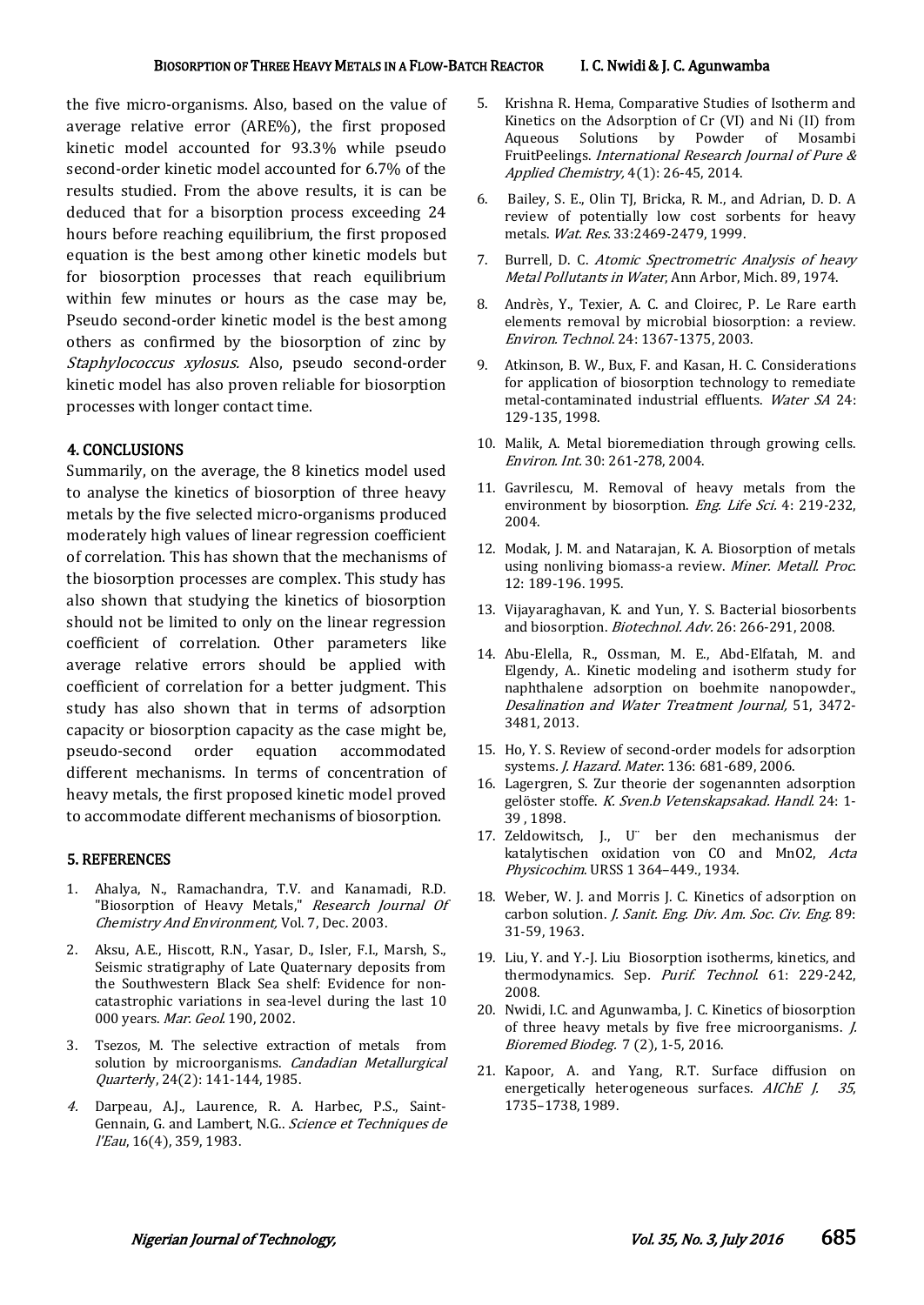the five micro-organisms. Also, based on the value of average relative error (ARE%), the first proposed kinetic model accounted for 93.3% while pseudo second-order kinetic model accounted for 6.7% of the results studied. From the above results, it is can be deduced that for a bisorption process exceeding 24 hours before reaching equilibrium, the first proposed equation is the best among other kinetic models but for biosorption processes that reach equilibrium within few minutes or hours as the case may be, Pseudo second-order kinetic model is the best among others as confirmed by the biosorption of zinc by *Staphylococcus xylosus.* Also, pseudo second-order kinetic model has also proven reliable for biosorption processes with longer contact time.

## 4. CONCLUSIONS

Summarily, on the average, the 8 kinetics model used to analyse the kinetics of biosorption of three heavy metals by the five selected micro-organisms produced moderately high values of linear regression coefficient of correlation. This has shown that the mechanisms of the biosorption processes are complex. This study has also shown that studying the kinetics of biosorption should not be limited to only on the linear regression coefficient of correlation. Other parameters like average relative errors should be applied with coefficient of correlation for a better judgment. This study has also shown that in terms of adsorption capacity or biosorption capacity as the case might be, pseudo-second order equation accommodated different mechanisms. In terms of concentration of heavy metals, the first proposed kinetic model proved to accommodate different mechanisms of biosorption.

## 5. REFERENCES

1. Ahalya, N., Ramachandra, T.V. and Kanamadi, R.D. "Biosorption of Heavy Metals," *Research Journal Of Chemistry And Environment,* Vol. 7, Dec. 2003.
2. Aksu, A.E., Hiscott, R.N., Yasar, D., Isler, F.I., Marsh, S., Seismic stratigraphy of Late Quaternary deposits from the Southwestern Black Sea shelf: Evidence for non-catastrophic variations in sea-level during the last 10 000 years. *Mar. Geol.* 190, 2002.
3. Tsezos, M. The selective extraction of metals from solution by microorganisms. *Candadian Metallurgical Quarterly*, 24(2): 141-144, 1985.
4. Darpeau, A.J., Laurence, R. A. Harbec, P.S., Saint-Gennain, G. and Lambert, N.G.. *Science et Techniques de l'Eau*, 16(4), 359, 1983.
5. Krishna R. Hema, Comparative Studies of Isotherm and Kinetics on the Adsorption of Cr (VI) and Ni (II) from Aqueous Solutions by Powder of Mosambi FruitPeelings. *International Research Journal of Pure & Applied Chemistry,* 4(1): 26-45, 2014.
6. Bailey, S. E., Olin TJ, Bricka, R. M., and Adrian, D. D. A review of potentially low cost sorbents for heavy metals. *Wat. Res.* 33:2469-2479, 1999.
7. Burrell, D. C. *Atomic Spectrometric Analysis of heavy Metal Pollutants in Water*, Ann Arbor, Mich. 89, 1974.
8. Andrès, Y., Texier, A. C. and Cloirec, P. Le Rare earth elements removal by microbial biosorption: a review. *Environ. Technol.* 24: 1367-1375, 2003.
9. Atkinson, B. W., Bux, F. and Kasan, H. C. Considerations for application of biosorption technology to remediate metal-contaminated industrial effluents. *Water SA* 24: 129-135, 1998.
10. Malik, A. Metal bioremediation through growing cells. *Environ. Int.* 30: 261-278, 2004.
11. Gavrilescu, M. Removal of heavy metals from the environment by biosorption. *Eng. Life Sci.* 4: 219-232, 2004.
12. Modak, J. M. and Natarajan, K. A. Biosorption of metals using nonliving biomass-a review. *Miner. Metall. Proc.* 12: 189-196. 1995.
13. Vijayaraghavan, K. and Yun, Y. S. Bacterial biosorbents and biosorption. *Biotechnol. Adv.* 26: 266-291, 2008.
14. Abu-Elella, R., Ossman, M. E., Abd-Elfatah, M. and Elgendy, A.. Kinetic modeling and isotherm study for naphthalene adsorption on boehmite nanopowder., *Desalination and Water Treatment Journal,* 51, 3472-3481, 2013.
15. Ho, Y. S. Review of second-order models for adsorption systems. *J. Hazard. Mater.* 136: 681-689, 2006.
16. Lagergren, S. Zur theorie der sogenannten adsorption gelöster stoffe. *K. Sven.b Vetenskapsakad. Handl.* 24: 1-39 , 1898.
17. Zeldowitsch, J., U¨ ber den mechanismus der katalytischen oxidation von CO and MnO2, *Acta Physicochim.* URSS 1 364–449., 1934.
18. Weber, W. J. and Morris J. C. Kinetics of adsorption on carbon solution. *J. Sanit. Eng. Div. Am. Soc. Civ. Eng.* 89: 31-59, 1963.
19. Liu, Y. and Y.-J. Liu Biosorption isotherms, kinetics, and thermodynamics. Sep. *Purif. Technol.* 61: 229-242, 2008.
20. Nwidi, I.C. and Agunwamba, J. C. Kinetics of biosorption of three heavy metals by five free microorganisms. *J. Bioremed Biodeg.* 7 (2), 1-5, 2016.
21. Kapoor, A. and Yang, R.T. Surface diffusion on energetically heterogeneous surfaces. *AIChE J. 35*, 1735–1738, 1989.